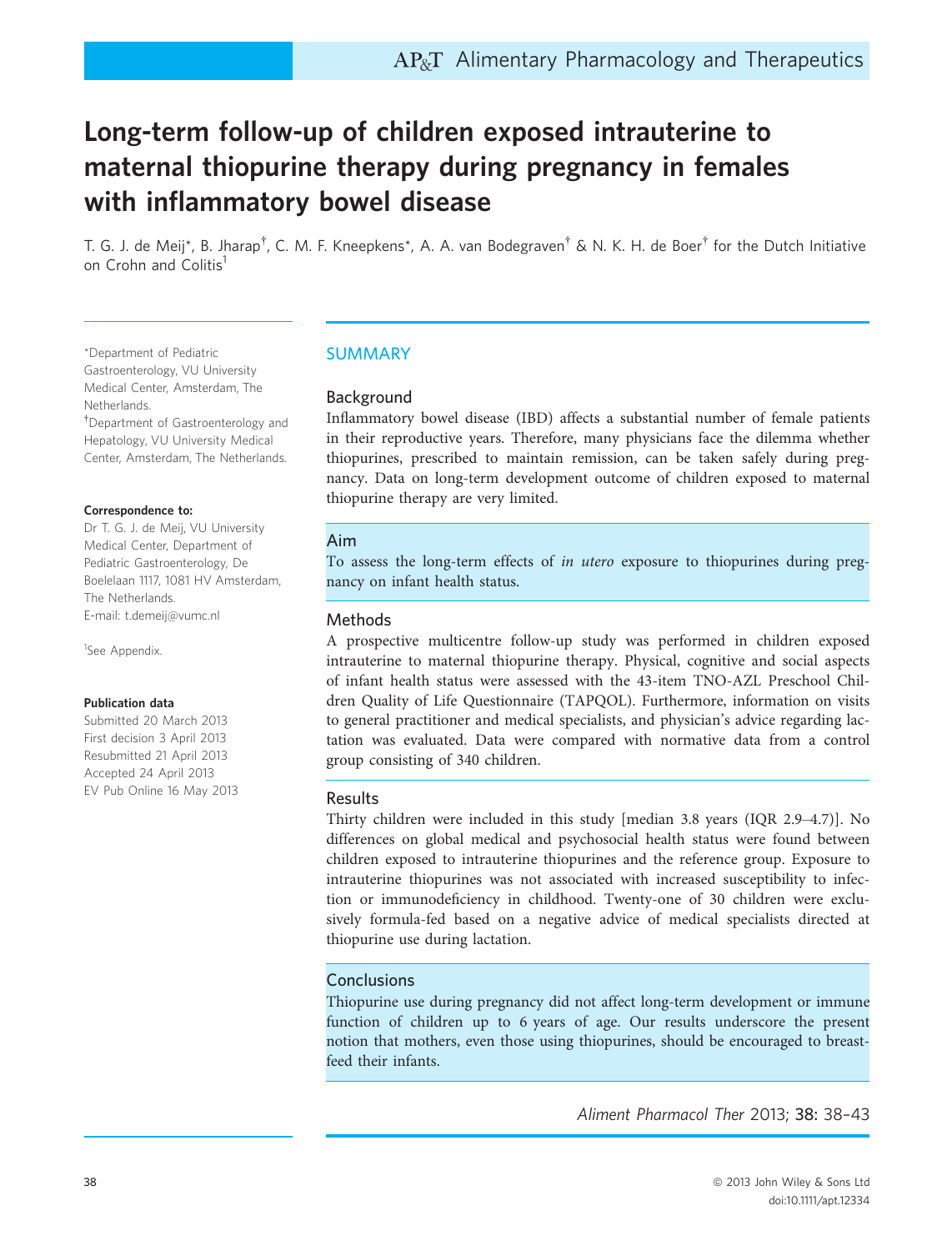# Long-term follow-up of children exposed intrauterine to maternal thiopurine therapy during pregnancy in females with inflammatory bowel disease

T. G. J. de Meij*, B. Jharap[†], C. M. F. Kneepkens*, A. A. van Bodegraven[†] & N. K. H. de Boer[†] for the Dutch Initiative on Crohn and Colitis[1]

*Department of Pediatric Gastroenterology, VU University Medical Center, Amsterdam, The Netherlands.
[†]Department of Gastroenterology and Hepatology, VU University Medical Center, Amsterdam, The Netherlands.

**Correspondence to:**
Dr T. G. J. de Meij, VU University Medical Center, Department of Pediatric Gastroenterology, De Boelelaan 1117, 1081 HV Amsterdam, The Netherlands.
E-mail: t.demeij@vumc.nl

[1]See Appendix.

**Publication data**
Submitted 20 March 2013
First decision 3 April 2013
Resubmitted 21 April 2013
Accepted 24 April 2013
EV Pub Online 16 May 2013

## SUMMARY

### Background

Inflammatory bowel disease (IBD) affects a substantial number of female patients in their reproductive years. Therefore, many physicians face the dilemma whether thiopurines, prescribed to maintain remission, can be taken safely during pregnancy. Data on long-term development outcome of children exposed to maternal thiopurine therapy are very limited.

### Aim

To assess the long-term effects of *in utero* exposure to thiopurines during pregnancy on infant health status.

### Methods

A prospective multicentre follow-up study was performed in children exposed intrauterine to maternal thiopurine therapy. Physical, cognitive and social aspects of infant health status were assessed with the 43-item TNO-AZL Preschool Children Quality of Life Questionnaire (TAPQOL). Furthermore, information on visits to general practitioner and medical specialists, and physician's advice regarding lactation was evaluated. Data were compared with normative data from a control group consisting of 340 children.

### Results

Thirty children were included in this study [median 3.8 years (IQR 2.9–4.7)]. No differences on global medical and psychosocial health status were found between children exposed to intrauterine thiopurines and the reference group. Exposure to intrauterine thiopurines was not associated with increased susceptibility to infection or immunodeficiency in childhood. Twenty-one of 30 children were exclusively formula-fed based on a negative advice of medical specialists directed at thiopurine use during lactation.

### Conclusions

Thiopurine use during pregnancy did not affect long-term development or immune function of children up to 6 years of age. Our results underscore the present notion that mothers, even those using thiopurines, should be encouraged to breast-feed their infants.

© 2013 John Wiley & Sons Ltd
doi:10.1111/apt.12334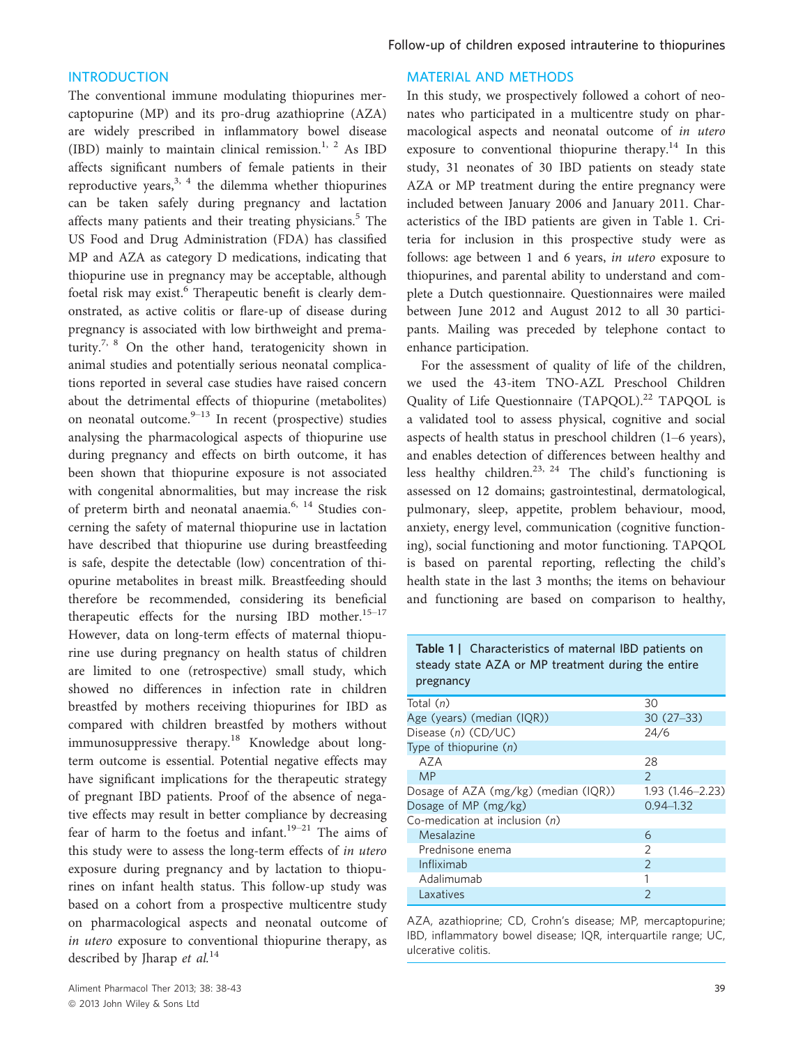## INTRODUCTION

The conventional immune modulating thiopurines mercaptopurine (MP) and its pro-drug azathioprine (AZA) are widely prescribed in inflammatory bowel disease (IBD) mainly to maintain clinical remission.[1, 2] As IBD affects significant numbers of female patients in their reproductive years,[3, 4] the dilemma whether thiopurines can be taken safely during pregnancy and lactation affects many patients and their treating physicians.[5] The US Food and Drug Administration (FDA) has classified MP and AZA as category D medications, indicating that thiopurine use in pregnancy may be acceptable, although foetal risk may exist.[6] Therapeutic benefit is clearly demonstrated, as active colitis or flare-up of disease during pregnancy is associated with low birthweight and prematurity.[7, 8] On the other hand, teratogenicity shown in animal studies and potentially serious neonatal complications reported in several case studies have raised concern about the detrimental effects of thiopurine (metabolites) on neonatal outcome.[9–13] In recent (prospective) studies analysing the pharmacological aspects of thiopurine use during pregnancy and effects on birth outcome, it has been shown that thiopurine exposure is not associated with congenital abnormalities, but may increase the risk of preterm birth and neonatal anaemia.[6, 14] Studies concerning the safety of maternal thiopurine use in lactation have described that thiopurine use during breastfeeding is safe, despite the detectable (low) concentration of thiopurine metabolites in breast milk. Breastfeeding should therefore be recommended, considering its beneficial therapeutic effects for the nursing IBD mother.[15–17] However, data on long-term effects of maternal thiopurine use during pregnancy on health status of children are limited to one (retrospective) small study, which showed no differences in infection rate in children breastfed by mothers receiving thiopurines for IBD as compared with children breastfed by mothers without immunosuppressive therapy.[18] Knowledge about long-term outcome is essential. Potential negative effects may have significant implications for the therapeutic strategy of pregnant IBD patients. Proof of the absence of negative effects may result in better compliance by decreasing fear of harm to the foetus and infant.[19–21] The aims of this study were to assess the long-term effects of *in utero* exposure during pregnancy and by lactation to thiopurines on infant health status. This follow-up study was based on a cohort from a prospective multicentre study on pharmacological aspects and neonatal outcome of *in utero* exposure to conventional thiopurine therapy, as described by Jharap *et al.*[14]

## MATERIAL AND METHODS

In this study, we prospectively followed a cohort of neonates who participated in a multicentre study on pharmacological aspects and neonatal outcome of *in utero* exposure to conventional thiopurine therapy.[14] In this study, 31 neonates of 30 IBD patients on steady state AZA or MP treatment during the entire pregnancy were included between January 2006 and January 2011. Characteristics of the IBD patients are given in Table 1. Criteria for inclusion in this prospective study were as follows: age between 1 and 6 years, *in utero* exposure to thiopurines, and parental ability to understand and complete a Dutch questionnaire. Questionnaires were mailed between June 2012 and August 2012 to all 30 participants. Mailing was preceded by telephone contact to enhance participation.

For the assessment of quality of life of the children, we used the 43-item TNO-AZL Preschool Children Quality of Life Questionnaire (TAPQOL).[22] TAPQOL is a validated tool to assess physical, cognitive and social aspects of health status in preschool children (1–6 years), and enables detection of differences between healthy and less healthy children.[23, 24] The child's functioning is assessed on 12 domains; gastrointestinal, dermatological, pulmonary, sleep, appetite, problem behaviour, mood, anxiety, energy level, communication (cognitive functioning), social functioning and motor functioning. TAPQOL is based on parental reporting, reflecting the child's health state in the last 3 months; the items on behaviour and functioning are based on comparison to healthy,

**Table 1 |** Characteristics of maternal IBD patients on steady state AZA or MP treatment during the entire pregnancy

| | |
|---|---|
| Total (*n*) | 30 |
| Age (years) (median (IQR)) | 30 (27–33) |
| Disease (*n*) (CD/UC) | 24/6 |
| Type of thiopurine (*n*) | |
| AZA | 28 |
| MP | 2 |
| Dosage of AZA (mg/kg) (median (IQR)) | 1.93 (1.46–2.23) |
| Dosage of MP (mg/kg) | 0.94–1.32 |
| Co-medication at inclusion (*n*) | |
| Mesalazine | 6 |
| Prednisone enema | 2 |
| Infliximab | 2 |
| Adalimumab | 1 |
| Laxatives | 2 |

AZA, azathioprine; CD, Crohn's disease; MP, mercaptopurine; IBD, inflammatory bowel disease; IQR, interquartile range; UC, ulcerative colitis.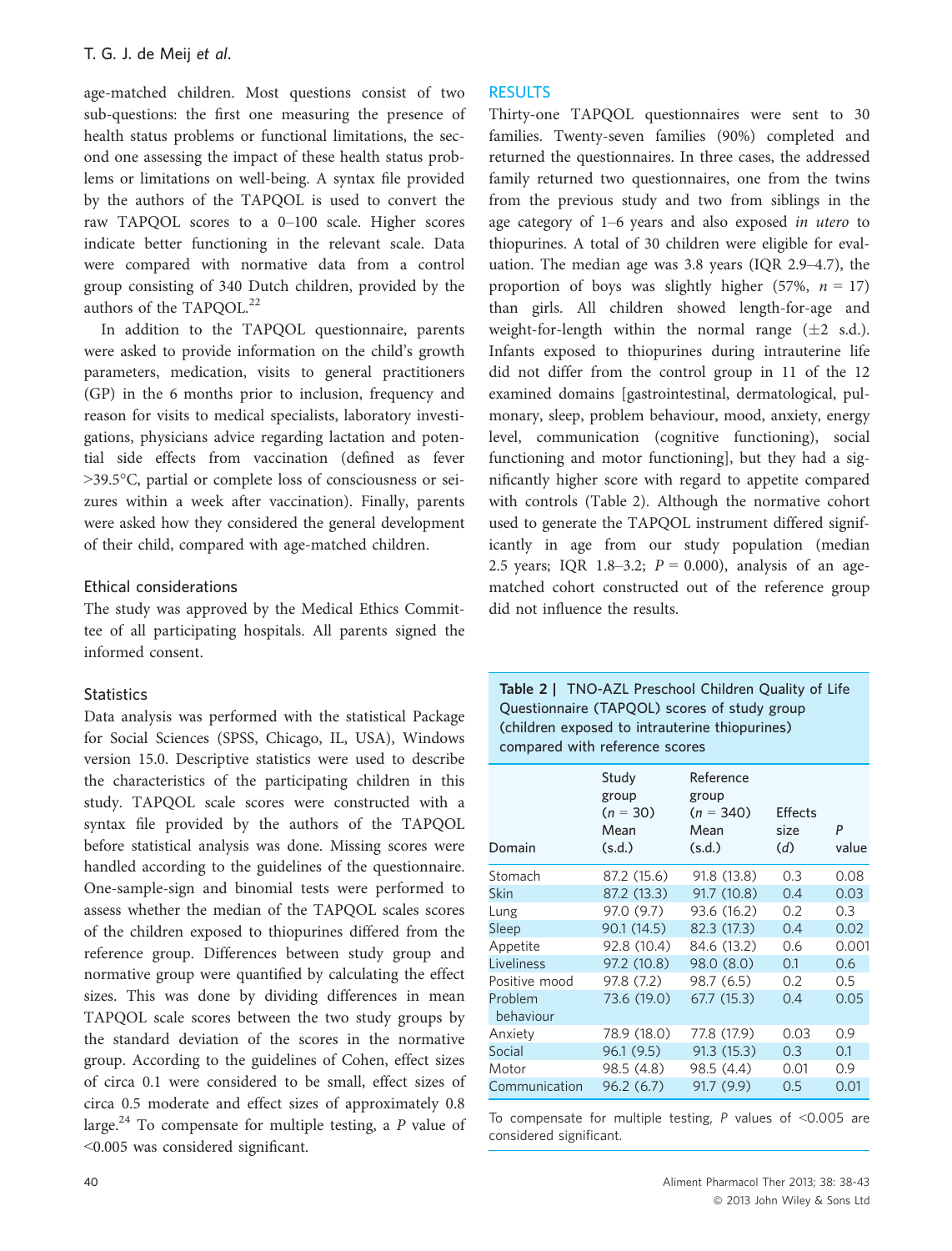age-matched children. Most questions consist of two sub-questions: the first one measuring the presence of health status problems or functional limitations, the second one assessing the impact of these health status problems or limitations on well-being. A syntax file provided by the authors of the TAPQOL is used to convert the raw TAPQOL scores to a 0–100 scale. Higher scores indicate better functioning in the relevant scale. Data were compared with normative data from a control group consisting of 340 Dutch children, provided by the authors of the TAPQOL.[22]

In addition to the TAPQOL questionnaire, parents were asked to provide information on the child's growth parameters, medication, visits to general practitioners (GP) in the 6 months prior to inclusion, frequency and reason for visits to medical specialists, laboratory investigations, physicians advice regarding lactation and potential side effects from vaccination (defined as fever >39.5°C, partial or complete loss of consciousness or seizures within a week after vaccination). Finally, parents were asked how they considered the general development of their child, compared with age-matched children.

### Ethical considerations

The study was approved by the Medical Ethics Committee of all participating hospitals. All parents signed the informed consent.

### Statistics

Data analysis was performed with the statistical Package for Social Sciences (SPSS, Chicago, IL, USA), Windows version 15.0. Descriptive statistics were used to describe the characteristics of the participating children in this study. TAPQOL scale scores were constructed with a syntax file provided by the authors of the TAPQOL before statistical analysis was done. Missing scores were handled according to the guidelines of the questionnaire. One-sample-sign and binomial tests were performed to assess whether the median of the TAPQOL scales scores of the children exposed to thiopurines differed from the reference group. Differences between study group and normative group were quantified by calculating the effect sizes. This was done by dividing differences in mean TAPQOL scale scores between the two study groups by the standard deviation of the scores in the normative group. According to the guidelines of Cohen, effect sizes of circa 0.1 were considered to be small, effect sizes of circa 0.5 moderate and effect sizes of approximately 0.8 large.[24] To compensate for multiple testing, a $P$ value of <0.005 was considered significant.

## RESULTS

Thirty-one TAPQOL questionnaires were sent to 30 families. Twenty-seven families (90%) completed and returned the questionnaires. In three cases, the addressed family returned two questionnaires, one from the twins from the previous study and two from siblings in the age category of 1–6 years and also exposed *in utero* to thiopurines. A total of 30 children were eligible for evaluation. The median age was 3.8 years (IQR 2.9–4.7), the proportion of boys was slightly higher (57%, $n = 17$) than girls. All children showed length-for-age and weight-for-length within the normal range (±2 s.d.). Infants exposed to thiopurines during intrauterine life did not differ from the control group in 11 of the 12 examined domains [gastrointestinal, dermatological, pulmonary, sleep, problem behaviour, mood, anxiety, energy level, communication (cognitive functioning), social functioning and motor functioning], but they had a significantly higher score with regard to appetite compared with controls (Table 2). Although the normative cohort used to generate the TAPQOL instrument differed significantly in age from our study population (median 2.5 years; IQR 1.8–3.2; $P = 0.000$), analysis of an age-matched cohort constructed out of the reference group did not influence the results.

**Table 2 | TNO-AZL Preschool Children Quality of Life Questionnaire (TAPQOL) scores of study group (children exposed to intrauterine thiopurines) compared with reference scores**

| Domain | Study group ($n = 30$) Mean (s.d.) | Reference group ($n = 340$) Mean (s.d.) | Effects size ($d$) | $P$ value |
|---|---|---|---|---|
| Stomach | 87.2 (15.6) | 91.8 (13.8) | 0.3 | 0.08 |
| Skin | 87.2 (13.3) | 91.7 (10.8) | 0.4 | 0.03 |
| Lung | 97.0 (9.7) | 93.6 (16.2) | 0.2 | 0.3 |
| Sleep | 90.1 (14.5) | 82.3 (17.3) | 0.4 | 0.02 |
| Appetite | 92.8 (10.4) | 84.6 (13.2) | 0.6 | 0.001 |
| Liveliness | 97.2 (10.8) | 98.0 (8.0) | 0.1 | 0.6 |
| Positive mood | 97.8 (7.2) | 98.7 (6.5) | 0.2 | 0.5 |
| Problem behaviour | 73.6 (19.0) | 67.7 (15.3) | 0.4 | 0.05 |
| Anxiety | 78.9 (18.0) | 77.8 (17.9) | 0.03 | 0.9 |
| Social | 96.1 (9.5) | 91.3 (15.3) | 0.3 | 0.1 |
| Motor | 98.5 (4.8) | 98.5 (4.4) | 0.01 | 0.9 |
| Communication | 96.2 (6.7) | 91.7 (9.9) | 0.5 | 0.01 |

To compensate for multiple testing, $P$ values of <0.005 are considered significant.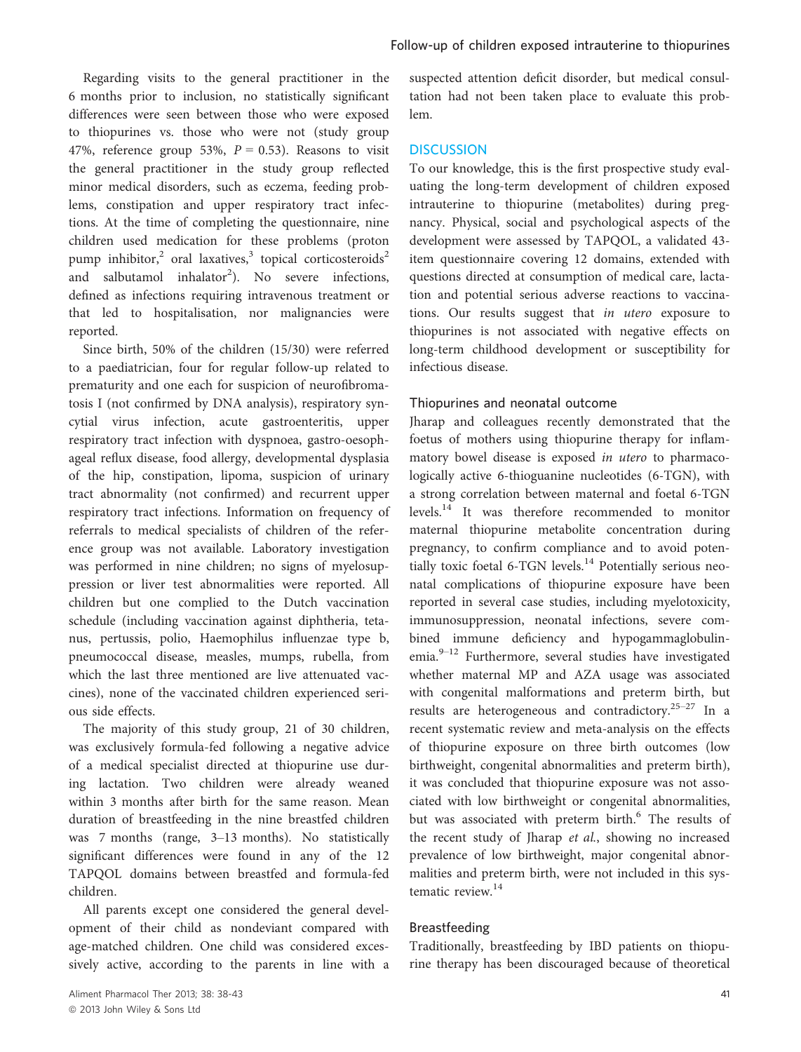Regarding visits to the general practitioner in the 6 months prior to inclusion, no statistically significant differences were seen between those who were exposed to thiopurines vs. those who were not (study group 47%, reference group 53%, $P = 0.53$). Reasons to visit the general practitioner in the study group reflected minor medical disorders, such as eczema, feeding problems, constipation and upper respiratory tract infections. At the time of completing the questionnaire, nine children used medication for these problems (proton pump inhibitor,[2] oral laxatives,[3] topical corticosteroids[2] and salbutamol inhalator[2]). No severe infections, defined as infections requiring intravenous treatment or that led to hospitalisation, nor malignancies were reported.

Since birth, 50% of the children (15/30) were referred to a paediatrician, four for regular follow-up related to prematurity and one each for suspicion of neurofibromatosis I (not confirmed by DNA analysis), respiratory syncytial virus infection, acute gastroenteritis, upper respiratory tract infection with dyspnoea, gastro-oesophageal reflux disease, food allergy, developmental dysplasia of the hip, constipation, lipoma, suspicion of urinary tract abnormality (not confirmed) and recurrent upper respiratory tract infections. Information on frequency of referrals to medical specialists of children of the reference group was not available. Laboratory investigation was performed in nine children; no signs of myelosuppression or liver test abnormalities were reported. All children but one complied to the Dutch vaccination schedule (including vaccination against diphtheria, tetanus, pertussis, polio, Haemophilus influenzae type b, pneumococcal disease, measles, mumps, rubella, from which the last three mentioned are live attenuated vaccines), none of the vaccinated children experienced serious side effects.

The majority of this study group, 21 of 30 children, was exclusively formula-fed following a negative advice of a medical specialist directed at thiopurine use during lactation. Two children were already weaned within 3 months after birth for the same reason. Mean duration of breastfeeding in the nine breastfed children was 7 months (range, 3–13 months). No statistically significant differences were found in any of the 12 TAPQOL domains between breastfed and formula-fed children.

All parents except one considered the general development of their child as nondeviant compared with age-matched children. One child was considered excessively active, according to the parents in line with a suspected attention deficit disorder, but medical consultation had not been taken place to evaluate this problem.

## DISCUSSION

To our knowledge, this is the first prospective study evaluating the long-term development of children exposed intrauterine to thiopurine (metabolites) during pregnancy. Physical, social and psychological aspects of the development were assessed by TAPQOL, a validated 43-item questionnaire covering 12 domains, extended with questions directed at consumption of medical care, lactation and potential serious adverse reactions to vaccinations. Our results suggest that *in utero* exposure to thiopurines is not associated with negative effects on long-term childhood development or susceptibility for infectious disease.

### Thiopurines and neonatal outcome

Jharap and colleagues recently demonstrated that the foetus of mothers using thiopurine therapy for inflammatory bowel disease is exposed *in utero* to pharmacologically active 6-thioguanine nucleotides (6-TGN), with a strong correlation between maternal and foetal 6-TGN levels.[14] It was therefore recommended to monitor maternal thiopurine metabolite concentration during pregnancy, to confirm compliance and to avoid potentially toxic foetal 6-TGN levels.[14] Potentially serious neonatal complications of thiopurine exposure have been reported in several case studies, including myelotoxicity, immunosuppression, neonatal infections, severe combined immune deficiency and hypogammaglobulinemia.[9–12] Furthermore, several studies have investigated whether maternal MP and AZA usage was associated with congenital malformations and preterm birth, but results are heterogeneous and contradictory.[25–27] In a recent systematic review and meta-analysis on the effects of thiopurine exposure on three birth outcomes (low birthweight, congenital abnormalities and preterm birth), it was concluded that thiopurine exposure was not associated with low birthweight or congenital abnormalities, but was associated with preterm birth.[6] The results of the recent study of Jharap *et al.*, showing no increased prevalence of low birthweight, major congenital abnormalities and preterm birth, were not included in this systematic review.[14]

### Breastfeeding

Traditionally, breastfeeding by IBD patients on thiopurine therapy has been discouraged because of theoretical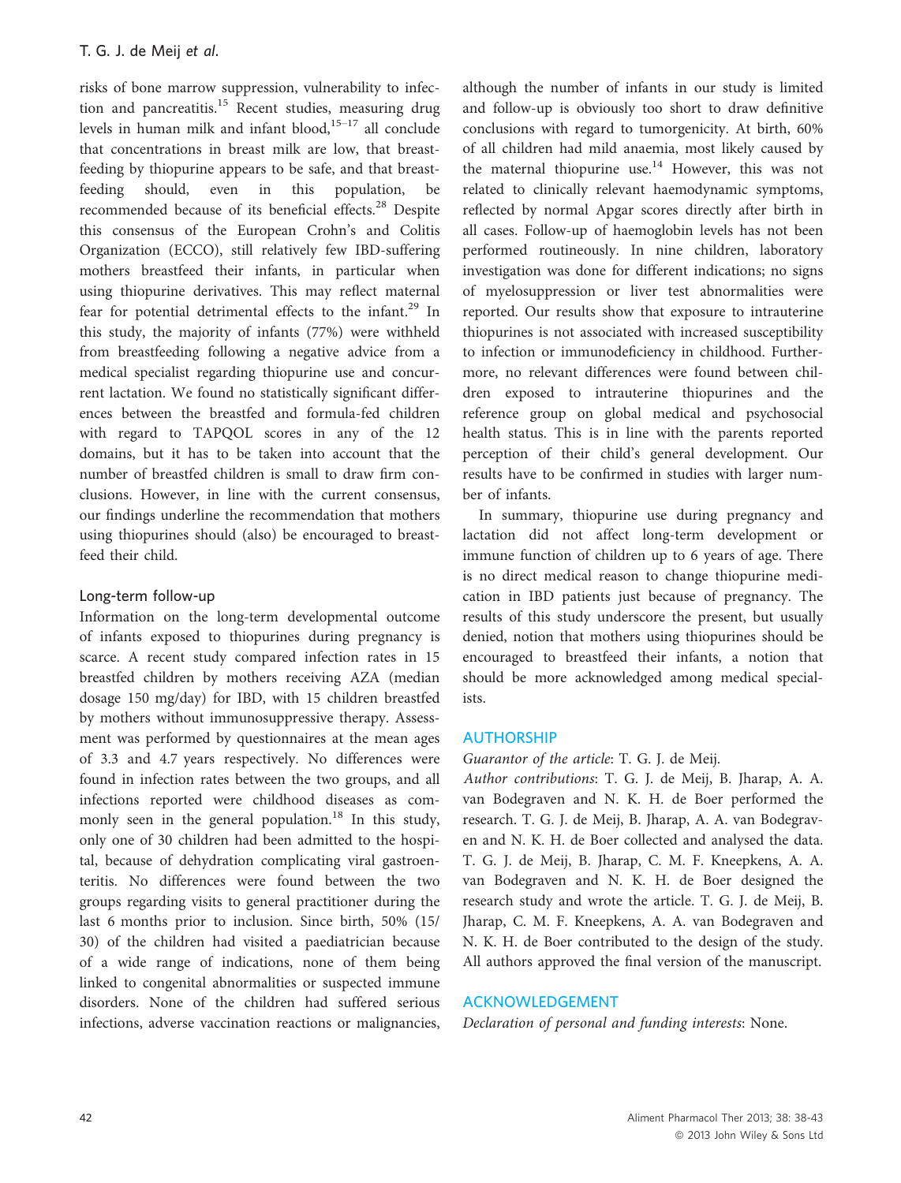risks of bone marrow suppression, vulnerability to infection and pancreatitis.[15] Recent studies, measuring drug levels in human milk and infant blood,[15–17] all conclude that concentrations in breast milk are low, that breastfeeding by thiopurine appears to be safe, and that breastfeeding should, even in this population, be recommended because of its beneficial effects.[28] Despite this consensus of the European Crohn's and Colitis Organization (ECCO), still relatively few IBD-suffering mothers breastfeed their infants, in particular when using thiopurine derivatives. This may reflect maternal fear for potential detrimental effects to the infant.[29] In this study, the majority of infants (77%) were withheld from breastfeeding following a negative advice from a medical specialist regarding thiopurine use and concurrent lactation. We found no statistically significant differences between the breastfed and formula-fed children with regard to TAPQOL scores in any of the 12 domains, but it has to be taken into account that the number of breastfed children is small to draw firm conclusions. However, in line with the current consensus, our findings underline the recommendation that mothers using thiopurines should (also) be encouraged to breastfeed their child.

### Long-term follow-up

Information on the long-term developmental outcome of infants exposed to thiopurines during pregnancy is scarce. A recent study compared infection rates in 15 breastfed children by mothers receiving AZA (median dosage 150 mg/day) for IBD, with 15 children breastfed by mothers without immunosuppressive therapy. Assessment was performed by questionnaires at the mean ages of 3.3 and 4.7 years respectively. No differences were found in infection rates between the two groups, and all infections reported were childhood diseases as commonly seen in the general population.[18] In this study, only one of 30 children had been admitted to the hospital, because of dehydration complicating viral gastroenteritis. No differences were found between the two groups regarding visits to general practitioner during the last 6 months prior to inclusion. Since birth, 50% (15/30) of the children had visited a paediatrician because of a wide range of indications, none of them being linked to congenital abnormalities or suspected immune disorders. None of the children had suffered serious infections, adverse vaccination reactions or malignancies, although the number of infants in our study is limited and follow-up is obviously too short to draw definitive conclusions with regard to tumorgenicity. At birth, 60% of all children had mild anaemia, most likely caused by the maternal thiopurine use.[14] However, this was not related to clinically relevant haemodynamic symptoms, reflected by normal Apgar scores directly after birth in all cases. Follow-up of haemoglobin levels has not been performed routineously. In nine children, laboratory investigation was done for different indications; no signs of myelosuppression or liver test abnormalities were reported. Our results show that exposure to intrauterine thiopurines is not associated with increased susceptibility to infection or immunodeficiency in childhood. Furthermore, no relevant differences were found between children exposed to intrauterine thiopurines and the reference group on global medical and psychosocial health status. This is in line with the parents reported perception of their child's general development. Our results have to be confirmed in studies with larger number of infants.

In summary, thiopurine use during pregnancy and lactation did not affect long-term development or immune function of children up to 6 years of age. There is no direct medical reason to change thiopurine medication in IBD patients just because of pregnancy. The results of this study underscore the present, but usually denied, notion that mothers using thiopurines should be encouraged to breastfeed their infants, a notion that should be more acknowledged among medical specialists.

## AUTHORSHIP

*Guarantor of the article*: T. G. J. de Meij.

*Author contributions*: T. G. J. de Meij, B. Jharap, A. A. van Bodegraven and N. K. H. de Boer performed the research. T. G. J. de Meij, B. Jharap, A. A. van Bodegraven and N. K. H. de Boer collected and analysed the data. T. G. J. de Meij, B. Jharap, C. M. F. Kneepkens, A. A. van Bodegraven and N. K. H. de Boer designed the research study and wrote the article. T. G. J. de Meij, B. Jharap, C. M. F. Kneepkens, A. A. van Bodegraven and N. K. H. de Boer contributed to the design of the study. All authors approved the final version of the manuscript.

## ACKNOWLEDGEMENT

*Declaration of personal and funding interests*: None.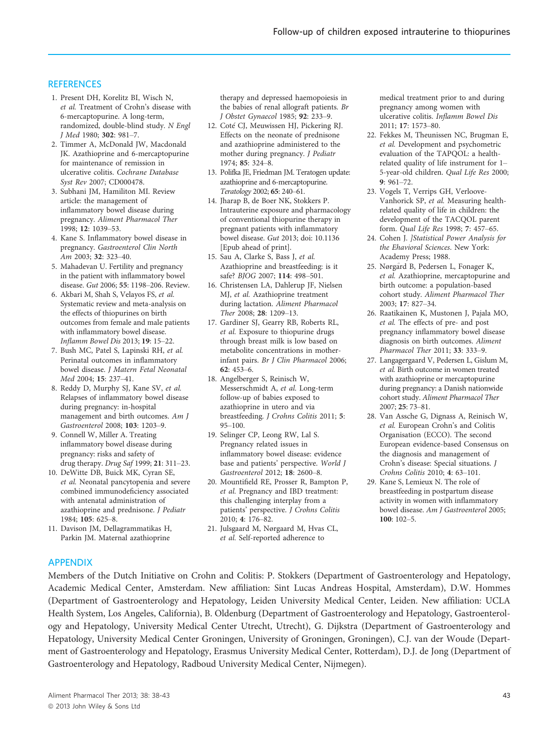## REFERENCES

1. Present DH, Korelitz BI, Wisch N, *et al.* Treatment of Crohn's disease with 6-mercaptopurine. A long-term, randomized, double-blind study. *N Engl J Med* 1980; **302**: 981–7.
2. Timmer A, McDonald JW, Macdonald JK. Azathioprine and 6-mercaptopurine for maintenance of remission in ulcerative colitis. *Cochrane Database Syst Rev* 2007; CD000478.
3. Subhani JM, Hamiliton MI. Review article: the management of inflammatory bowel disease during pregnancy. *Aliment Pharmacol Ther* 1998; **12**: 1039–53.
4. Kane S. Inflammatory bowel disease in pregnancy. *Gastroenterol Clin North Am* 2003; **32**: 323–40.
5. Mahadevan U. Fertility and pregnancy in the patient with inflammatory bowel disease. *Gut* 2006; **55**: 1198–206. Review.
6. Akbari M, Shah S, Velayos FS, *et al.* Systematic review and meta-analysis on the effects of thiopurines on birth outcomes from female and male patients with inflammatory bowel disease. *Inflamm Bowel Dis* 2013; **19**: 15–22.
7. Bush MC, Patel S, Lapinski RH, *et al.* Perinatal outcomes in inflammatory bowel disease. *J Matern Fetal Neonatal Med* 2004; **15**: 237–41.
8. Reddy D, Murphy SJ, Kane SV, *et al.* Relapses of inflammatory bowel disease during pregnancy: in-hospital management and birth outcomes. *Am J Gastroenterol* 2008; **103**: 1203–9.
9. Connell W, Miller A. Treating inflammatory bowel disease during pregnancy: risks and safety of drug therapy. *Drug Saf* 1999; **21**: 311–23.
10. DeWitte DB, Buick MK, Cyran SE, *et al.* Neonatal pancytopenia and severe combined immunodeficiency associated with antenatal administration of azathioprine and prednisone. *J Pediatr* 1984; **105**: 625–8.
11. Davison JM, Dellagrammatikas H, Parkin JM. Maternal azathioprine therapy and depressed haemopoiesis in the babies of renal allograft patients. *Br J Obstet Gynaecol* 1985; **92**: 233–9.
12. Coté CJ, Meuwissen HJ, Pickering RJ. Effects on the neonate of prednisone and azathioprine administered to the mother during pregnancy. *J Pediatr* 1974; **85**: 324–8.
13. Polifka JE, Friedman JM. Teratogen update: azathioprine and 6-mercaptopurine. *Teratology* 2002; **65**: 240–61.
14. Jharap B, de Boer NK, Stokkers P. Intrauterine exposure and pharmacology of conventional thiopurine therapy in pregnant patients with inflammatory bowel disease. *Gut* 2013; doi: 10.1136 [Epub ahead of print].
15. Sau A, Clarke S, Bass J, *et al.* Azathioprine and breastfeeding: is it safe? *BJOG* 2007; **114**: 498–501.
16. Christensen LA, Dahlerup JF, Nielsen MJ, *et al.* Azathioprine treatment during lactation. *Aliment Pharmacol Ther* 2008; **28**: 1209–13.
17. Gardiner SJ, Gearry RB, Roberts RL, *et al.* Exposure to thiopurine drugs through breast milk is low based on metabolite concentrations in mother-infant pairs. *Br J Clin Pharmacol* 2006; **62**: 453–6.
18. Angelberger S, Reinisch W, Messerschmidt A, *et al.* Long-term follow-up of babies exposed to azathioprine in utero and via breastfeeding. *J Crohns Colitis* 2011; **5**: 95–100.
19. Selinger CP, Leong RW, Lal S. Pregnancy related issues in inflammatory bowel disease: evidence base and patients' perspective. *World J Gastroenterol* 2012; **18**: 2600–8.
20. Mountifield RE, Prosser R, Bampton P, *et al.* Pregnancy and IBD treatment: this challenging interplay from a patients' perspective. *J Crohns Colitis* 2010; **4**: 176–82.
21. Julsgaard M, Nørgaard M, Hvas CL, *et al.* Self-reported adherence to medical treatment prior to and during pregnancy among women with ulcerative colitis. *Inflamm Bowel Dis* 2011; **17**: 1573–80.
22. Fekkes M, Theunissen NC, Brugman E, *et al.* Development and psychometric evaluation of the TAPQOL: a health-related quality of life instrument for 1–5-year-old children. *Qual Life Res* 2000; **9**: 961–72.
23. Vogels T, Verrips GH, Verloove-Vanhorick SP, *et al.* Measuring health-related quality of life in children: the development of the TACQOL parent form. *Qual Life Res* 1998; **7**: 457–65.
24. Cohen J. *]Statistical Power Analysis for the Ehavioral Sciences*. New York: Academy Press; 1988.
25. Nørgård B, Pedersen L, Fonager K, *et al.* Azathioprine, mercaptopurine and birth outcome: a population-based cohort study. *Aliment Pharmacol Ther* 2003; **17**: 827–34.
26. Raatikainen K, Mustonen J, Pajala MO, *et al.* The effects of pre- and post pregnancy inflammatory bowel disease diagnosis on birth outcomes. *Aliment Pharmacol Ther* 2011; **33**: 333–9.
27. Langagergaard V, Pedersen L, Gislum M, *et al.* Birth outcome in women treated with azathioprine or mercaptopurine during pregnancy: a Danish nationwide cohort study. *Aliment Pharmacol Ther* 2007; **25**: 73–81.
28. Van Assche G, Dignass A, Reinisch W, *et al.* European Crohn's and Colitis Organisation (ECCO). The second European evidence-based Consensus on the diagnosis and management of Crohn's disease: Special situations. *J Crohns Colitis* 2010; **4**: 63–101.
29. Kane S, Lemieux N. The role of breastfeeding in postpartum disease activity in women with inflammatory bowel disease. *Am J Gastroenterol* 2005; **100**: 102–5.

## APPENDIX

Members of the Dutch Initiative on Crohn and Colitis: P. Stokkers (Department of Gastroenterology and Hepatology, Academic Medical Center, Amsterdam. New affiliation: Sint Lucas Andreas Hospital, Amsterdam), D.W. Hommes (Department of Gastroenterology and Hepatology, Leiden University Medical Center, Leiden. New affiliation: UCLA Health System, Los Angeles, California), B. Oldenburg (Department of Gastroenterology and Hepatology, Gastroenterology and Hepatology, University Medical Center Utrecht, Utrecht), G. Dijkstra (Department of Gastroenterology and Hepatology, University Medical Center Groningen, University of Groningen, Groningen), C.J. van der Woude (Department of Gastroenterology and Hepatology, Erasmus University Medical Center, Rotterdam), D.J. de Jong (Department of Gastroenterology and Hepatology, Radboud University Medical Center, Nijmegen).